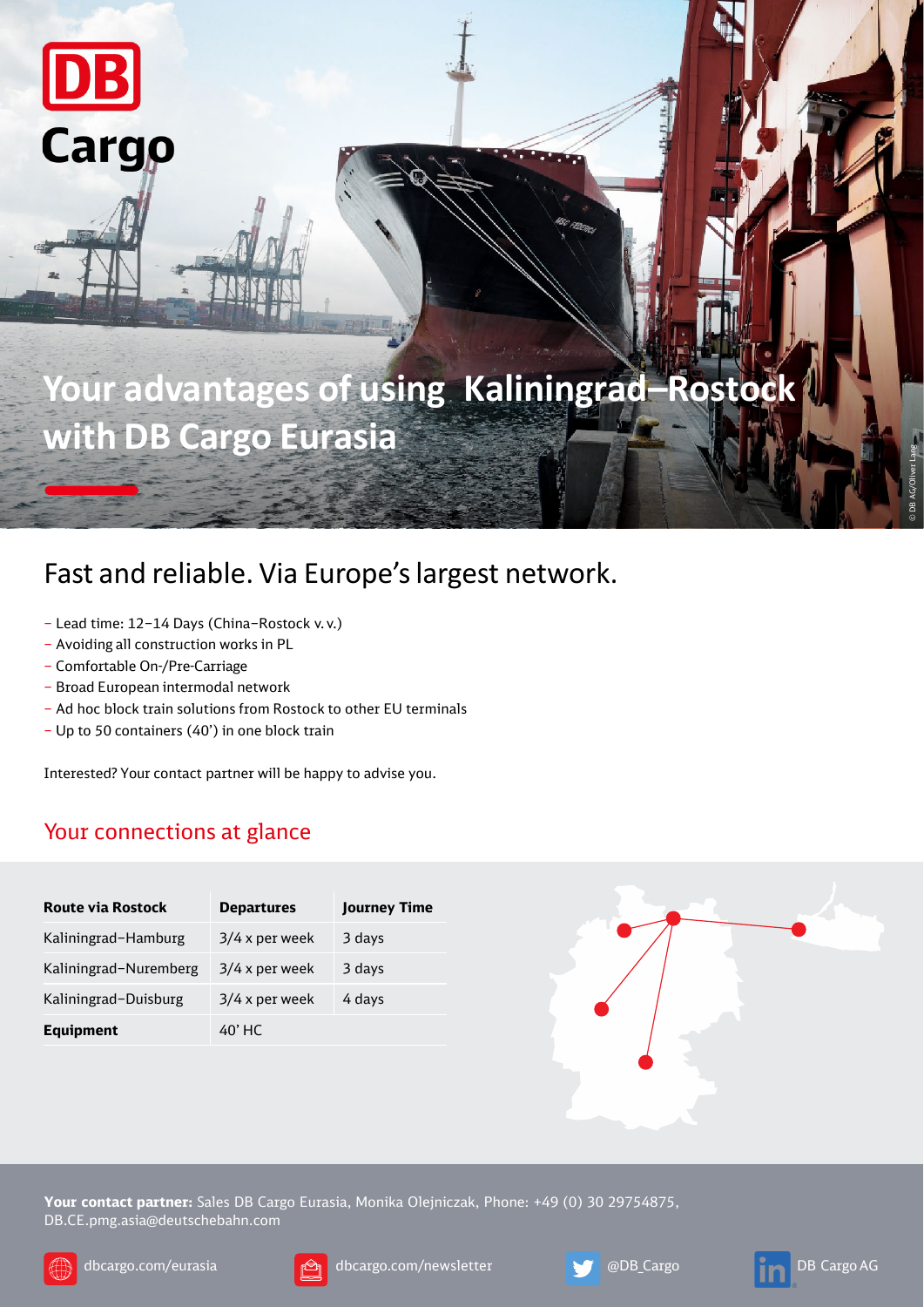DB Cargo

# Your advantages of using Kaliningrad–Rostock with DB Cargo Eurasia

## Fast and reliable. Via Europe's largest network.

- Lead time: 12–14 Days (China–Rostock v. v.)
- Avoiding all construction works in PL
- Comfortable On-/Pre-Carriage
- Broad European intermodal network
- Ad hoc block train solutions from Rostock to other EU terminals
- Up to 50 containers (40') in one block train

Interested? Your contact partner will be happy to advise you.

## Your connections at glance

| **Route via Rostock** | **Departures** | **Journey Time** |
|---|---|---|
| Kaliningrad–Hamburg | 3/4 x per week | 3 days |
| Kaliningrad–Nuremberg | 3/4 x per week | 3 days |
| Kaliningrad–Duisburg | 3/4 x per week | 4 days |
| **Equipment** | 40' HC | |

**Your contact partner:** Sales DB Cargo Eurasia, Monika Olejniczak, Phone: +49 (0) 30 29754875, DB.CE.pmg.asia@deutschebahn.com

dbcargo.com/eurasia | dbcargo.com/newsletter | @DB_Cargo | DB Cargo AG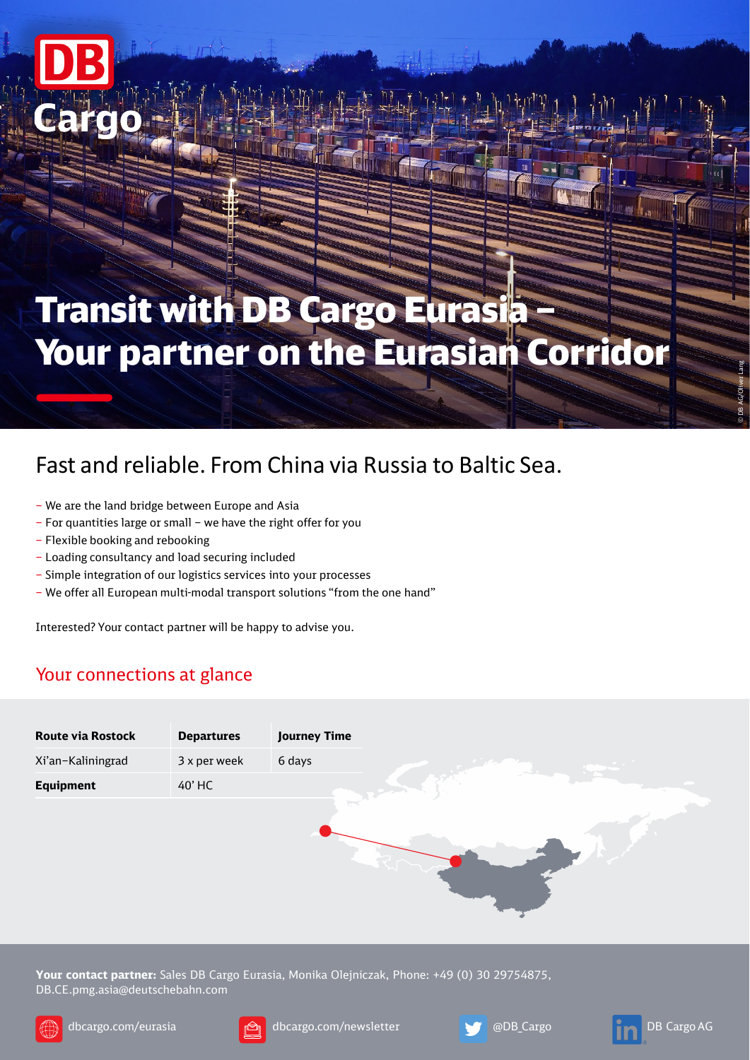# Transit with DB Cargo Eurasia – Your partner on the Eurasian Corridor

## Fast and reliable. From China via Russia to Baltic Sea.

- We are the land bridge between Europe and Asia
- For quantities large or small – we have the right offer for you
- Flexible booking and rebooking
- Loading consultancy and load securing included
- Simple integration of our logistics services into your processes
- We offer all European multi-modal transport solutions "from the one hand"

Interested? Your contact partner will be happy to advise you.

## Your connections at glance

| **Route via Rostock** | **Departures** | **Journey Time** |
|---|---|---|
| Xi'an–Kaliningrad | 3 x per week | 6 days |
| **Equipment** | 40' HC | |

**Your contact partner:** Sales DB Cargo Eurasia, Monika Olejniczak, Phone: +49 (0) 30 29754875, DB.CE.pmg.asia@deutschebahn.com

dbcargo.com/eurasia

dbcargo.com/newsletter

@DB_Cargo

DB Cargo AG